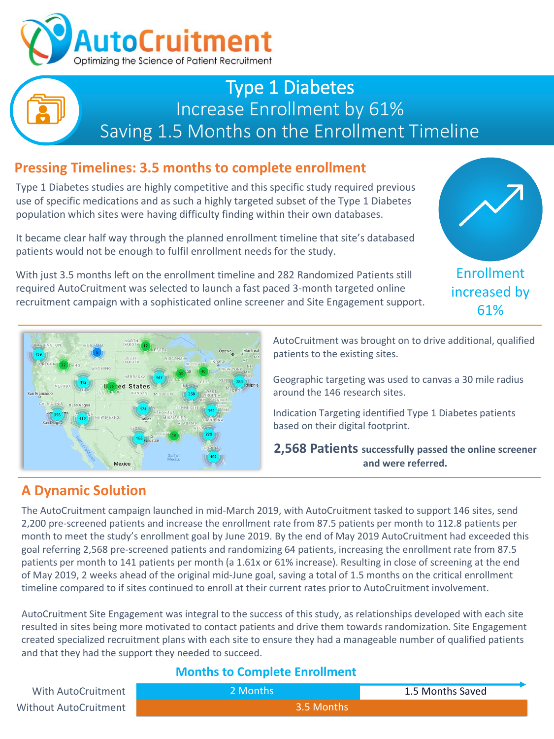**AutoCruitment**
Optimizing the Science of Patient Recruitment

# Type 1 Diabetes
## Increase Enrollment by 61%
## Saving 1.5 Months on the Enrollment Timeline

## Pressing Timelines: 3.5 months to complete enrollment

Type 1 Diabetes studies are highly competitive and this specific study required previous use of specific medications and as such a highly targeted subset of the Type 1 Diabetes population which sites were having difficulty finding within their own databases.

It became clear half way through the planned enrollment timeline that site's databased patients would not be enough to fulfil enrollment needs for the study.

With just 3.5 months left on the enrollment timeline and 282 Randomized Patients still required AutoCruitment was selected to launch a fast paced 3-month targeted online recruitment campaign with a sophisticated online screener and Site Engagement support.

Enrollment increased by 61%

AutoCruitment was brought on to drive additional, qualified patients to the existing sites.

Geographic targeting was used to canvas a 30 mile radius around the 146 research sites.

Indication Targeting identified Type 1 Diabetes patients based on their digital footprint.

**2,568 Patients successfully passed the online screener and were referred.**

## A Dynamic Solution

The AutoCruitment campaign launched in mid-March 2019, with AutoCruitment tasked to support 146 sites, send 2,200 pre-screened patients and increase the enrollment rate from 87.5 patients per month to 112.8 patients per month to meet the study's enrollment goal by June 2019. By the end of May 2019 AutoCruitment had exceeded this goal referring 2,568 pre-screened patients and randomizing 64 patients, increasing the enrollment rate from 87.5 patients per month to 141 patients per month (a 1.61x or 61% increase). Resulting in close of screening at the end of May 2019, 2 weeks ahead of the original mid-June goal, saving a total of 1.5 months on the critical enrollment timeline compared to if sites continued to enroll at their current rates prior to AutoCruitment involvement.

AutoCruitment Site Engagement was integral to the success of this study, as relationships developed with each site resulted in sites being more motivated to contact patients and drive them towards randomization. Site Engagement created specialized recruitment plans with each site to ensure they had a manageable number of qualified patients and that they had the support they needed to succeed.

### Months to Complete Enrollment

| | | |
|---|---|---|
| With AutoCruitment | 2 Months | 1.5 Months Saved |
| Without AutoCruitment | 3.5 Months | |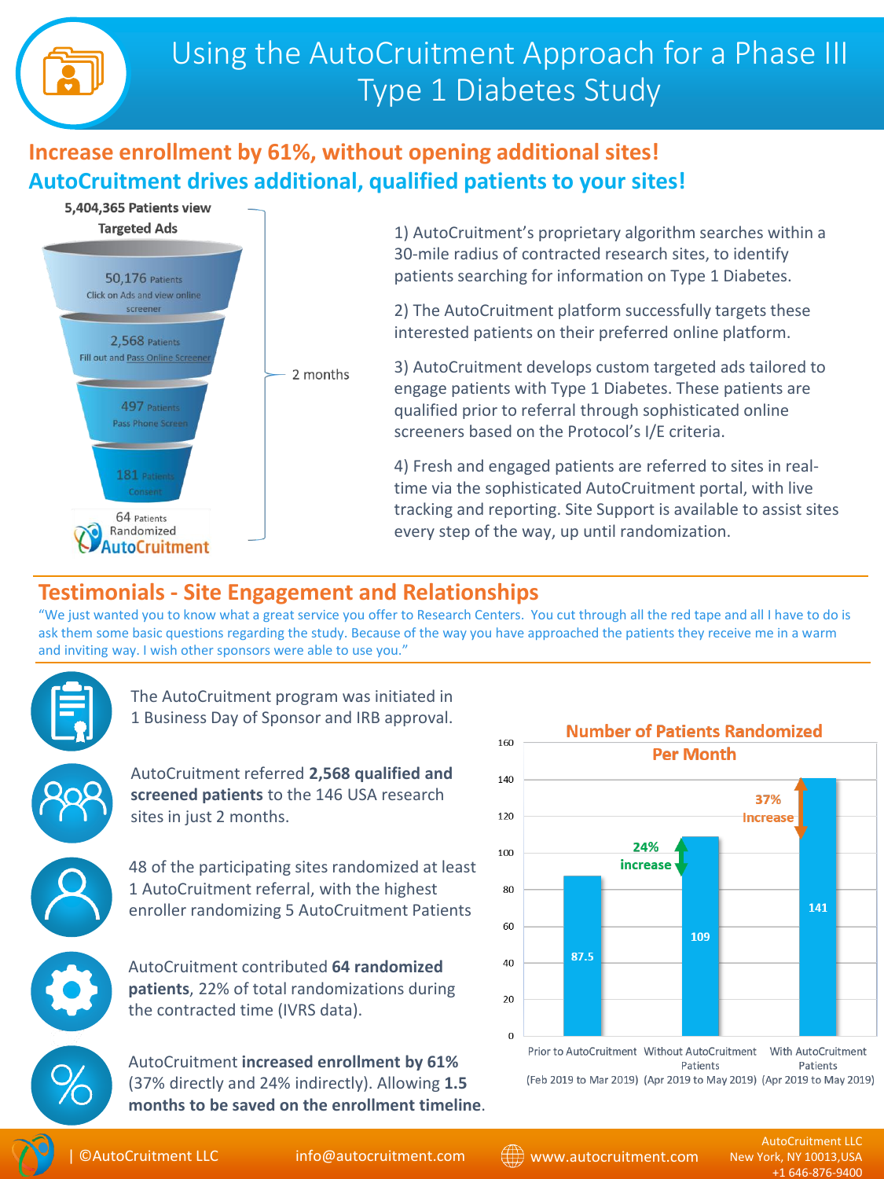# Using the AutoCruitment Approach for a Phase III Type 1 Diabetes Study

## Increase enrollment by 61%, without opening additional sites!

## AutoCruitment drives additional, qualified patients to your sites!

5,404,365 Patients view Targeted Ads

50,176 Patients
Click on Ads and view online screener

2,568 Patients
Fill out and Pass Online Screener

497 Patients
Pass Phone Screen

181 Patients
Consent

64 Patients
Randomized

AutoCruitment

2 months

1) AutoCruitment's proprietary algorithm searches within a 30-mile radius of contracted research sites, to identify patients searching for information on Type 1 Diabetes.

2) The AutoCruitment platform successfully targets these interested patients on their preferred online platform.

3) AutoCruitment develops custom targeted ads tailored to engage patients with Type 1 Diabetes. These patients are qualified prior to referral through sophisticated online screeners based on the Protocol's I/E criteria.

4) Fresh and engaged patients are referred to sites in real-time via the sophisticated AutoCruitment portal, with live tracking and reporting. Site Support is available to assist sites every step of the way, up until randomization.

## Testimonials - Site Engagement and Relationships

"We just wanted you to know what a great service you offer to Research Centers. You cut through all the red tape and all I have to do is ask them some basic questions regarding the study. Because of the way you have approached the patients they receive me in a warm and inviting way. I wish other sponsors were able to use you."

The AutoCruitment program was initiated in 1 Business Day of Sponsor and IRB approval.

AutoCruitment referred **2,568 qualified and screened patients** to the 146 USA research sites in just 2 months.

48 of the participating sites randomized at least 1 AutoCruitment referral, with the highest enroller randomizing 5 AutoCruitment Patients

AutoCruitment contributed **64 randomized patients**, 22% of total randomizations during the contracted time (IVRS data).

AutoCruitment **increased enrollment by 61%** (37% directly and 24% indirectly). Allowing **1.5 months to be saved on the enrollment timeline**.

**Number of Patients Randomized Per Month**

0, 20, 40, 60, 80, 100, 120, 140, 160

87.5
109
141

24% increase
37% Increase

Prior to AutoCruitment (Feb 2019 to Mar 2019)
Without AutoCruitment Patients (Apr 2019 to May 2019)
With AutoCruitment Patients (Apr 2019 to May 2019)

| ©AutoCruitment LLC   info@autocruitment.com   www.autocruitment.com   AutoCruitment LLC New York, NY 10013,USA +1 646-876-9400